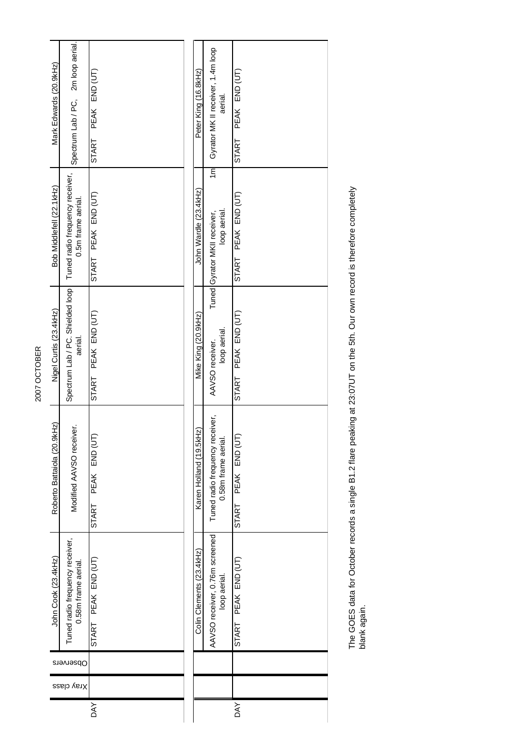# 2007 OCTOBER

| DAY | Xray class | Observers | John Cook (23.4kHz) | | | Roberto Battaiola (20.9kHz) | | | Nigel Curtis (23.4kHz) | | | Bob Middlefell (22.1kHz) | | | Mark Edwards (20.9kHz) | | |
|---|---|---|---|---|---|---|---|---|---|---|---|---|---|---|---|---|---|
| | | | Tuned radio frequency receiver, 0.58m frame aerial. | | | Modified AAVSO receiver. | | | Spectrum Lab / PC. Shielded loop aerial. | | | Tuned radio frequency receiver, 0.5m frame aerial. | | | Spectrum Lab / PC, 2m loop aerial. | | |
| | | | START | PEAK | END (UT) | START | PEAK | END (UT) | START | PEAK | END (UT) | START | PEAK | END (UT) | START | PEAK | END (UT) |

| DAY | | | Colin Clements (23.4kHz) | | | Karen Holland (19.5kHz) | | | Mike King (20.9kHz) | | | John Wardle (23.4kHz) | | | Peter King (16.8kHz) | | |
|---|---|---|---|---|---|---|---|---|---|---|---|---|---|---|---|---|---|
| | | | AAVSO receiver, 0.76m screened loop aerial. | | | Tuned radio frequency receiver, 0.58m frame aerial. | | | AAVSO receiver. Tuned loop aerial. | | | Gyrator MKII receiver, 1m loop aerial. | | | Gyrator MK II receiver, 1.4m loop aerial. | | |
| | | | START | PEAK | END (UT) | START | PEAK | END (UT) | START | PEAK | END (UT) | START | PEAK | END (UT) | START | PEAK | END (UT) |

The GOES data for October records a single B1.2 flare peaking at 23:07UT on the 5th. Our own record is therefore completely blank again.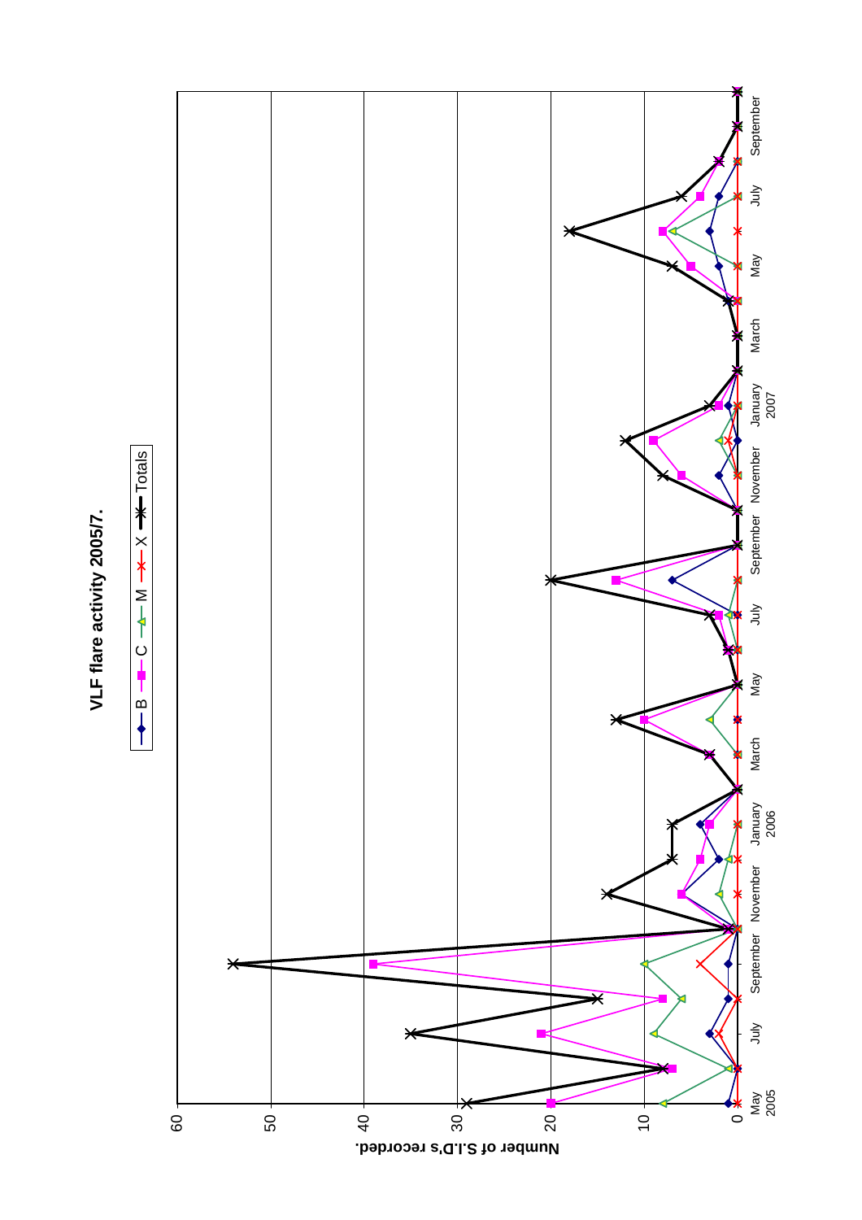# VLF flare activity 2005/7.

Legend: B, C, M, X, Totals

Number of S.I.D's recorded.

0, 10, 20, 30, 40, 50, 60

May 2005, July, September, November, January 2006, March, May, July, September, November, January 2007, March, May, July, September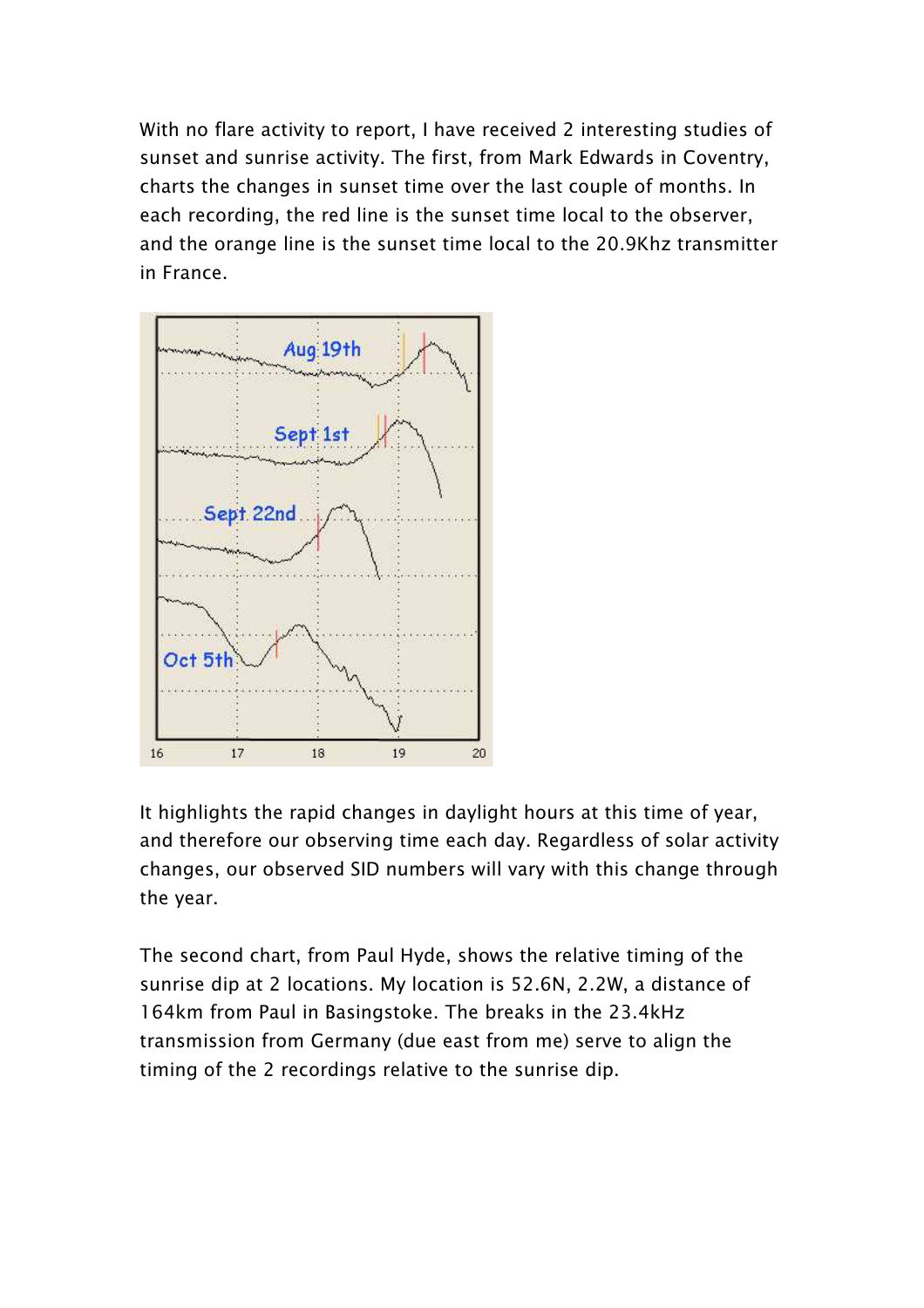With no flare activity to report, I have received 2 interesting studies of sunset and sunrise activity. The first, from Mark Edwards in Coventry, charts the changes in sunset time over the last couple of months. In each recording, the red line is the sunset time local to the observer, and the orange line is the sunset time local to the 20.9Khz transmitter in France.

It highlights the rapid changes in daylight hours at this time of year, and therefore our observing time each day. Regardless of solar activity changes, our observed SID numbers will vary with this change through the year.

The second chart, from Paul Hyde, shows the relative timing of the sunrise dip at 2 locations. My location is 52.6N, 2.2W, a distance of 164km from Paul in Basingstoke. The breaks in the 23.4kHz transmission from Germany (due east from me) serve to align the timing of the 2 recordings relative to the sunrise dip.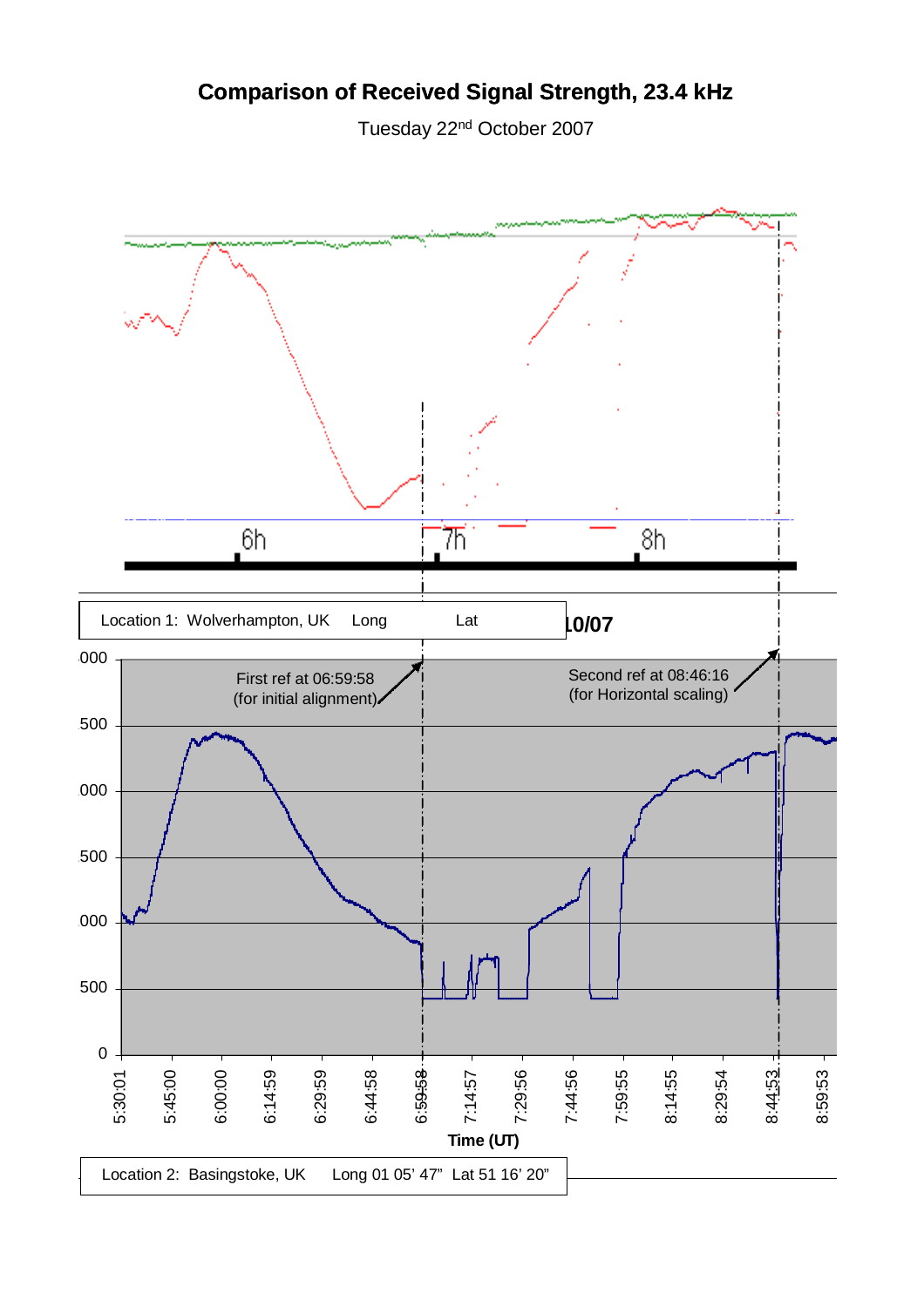# Comparison of Received Signal Strength, 23.4 kHz

Tuesday 22nd October 2007

6h

7h

8h

Location 1: Wolverhampton, UK Long Lat

10/07

First ref at 06:59:58
(for initial alignment)

Second ref at 08:46:16
(for Horizontal scaling)

000
500
000
500
000
500
0

5:30:01
5:45:00
6:00:00
6:14:59
6:29:59
6:44:58
6:59:58
7:14:57
7:29:56
7:44:56
7:59:55
8:14:55
8:29:54
8:44:53
8:59:53

Time (UT)

Location 2: Basingstoke, UK Long 01 05' 47" Lat 51 16' 20"